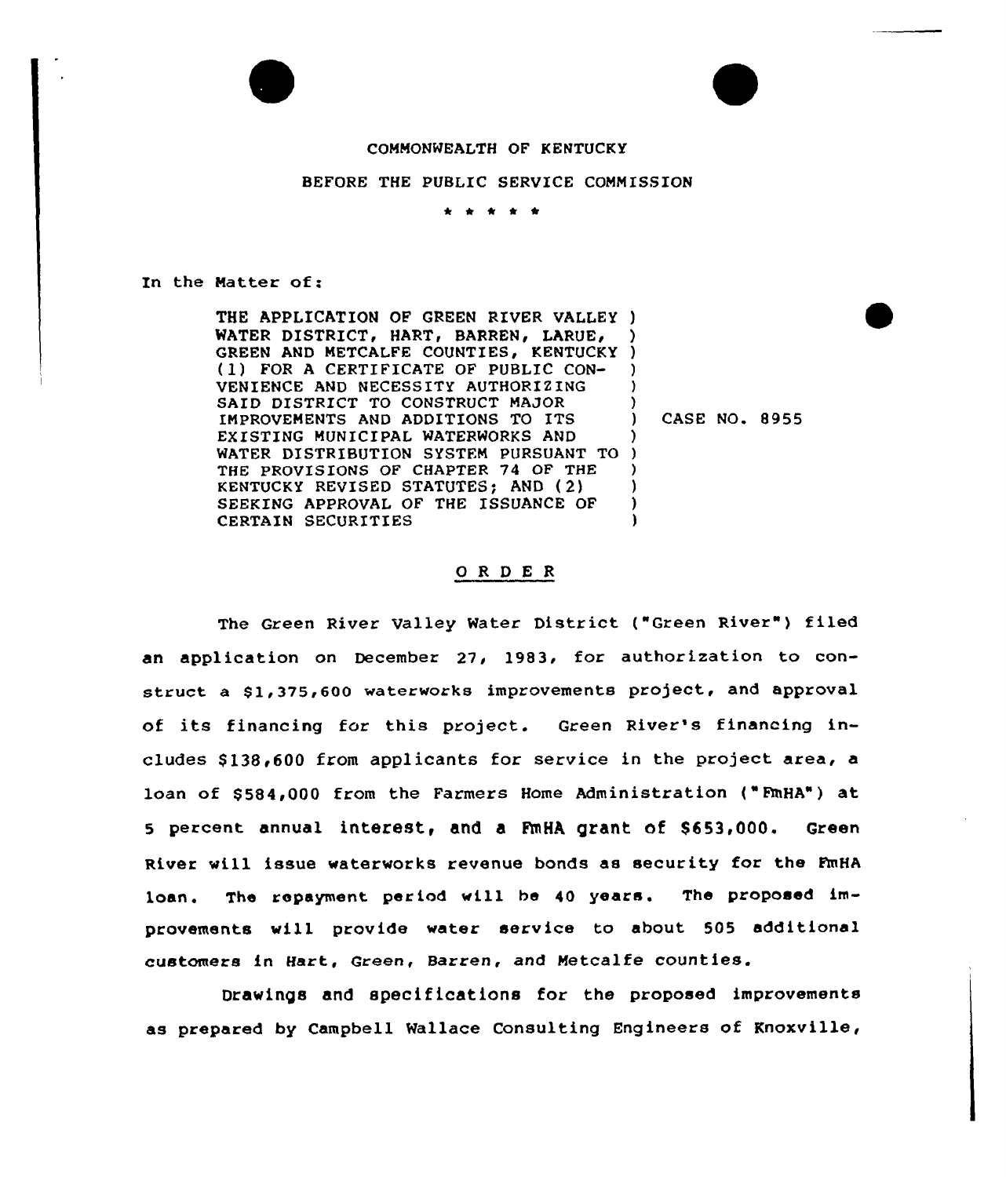COMMONWEALTH OF KENTUCKY

BEFORE THE PUBLIC SERVICE COMMISSION

\* \* \* \* \*

In the Matter of:

| | |
|---|---|
| THE APPLICATION OF GREEN RIVER VALLEY WATER DISTRICT, HART, BARREN, LARUE, GREEN AND METCALFE COUNTIES, KENTUCKY (1) FOR A CERTIFICATE OF PUBLIC CONVENIENCE AND NECESSITY AUTHORIZING SAID DISTRICT TO CONSTRUCT MAJOR IMPROVEMENTS AND ADDITIONS TO ITS EXISTING MUNICIPAL WATERWORKS AND WATER DISTRIBUTION SYSTEM PURSUANT TO THE PROVISIONS OF CHAPTER 74 OF THE KENTUCKY REVISED STATUTES; AND (2) SEEKING APPROVAL OF THE ISSUANCE OF CERTAIN SECURITIES | CASE NO. 8955 |

## O R D E R

The Green River Valley Water District ("Green River") filed an application on December 27, 1983, for authorization to construct a $1,375,600 waterworks improvements project, and approval of its financing for this project. Green River's financing includes $138,600 from applicants for service in the project area, a loan of $584,000 from the Farmers Home Administration ("FmHA") at 5 percent annual interest, and a FmHA grant of $653,000. Green River will issue waterworks revenue bonds as security for the FmHA loan. The repayment period will be 40 years. The proposed improvements will provide water service to about 505 additional customers in Hart, Green, Barren, and Metcalfe counties.

Drawings and specifications for the proposed improvements as prepared by Campbell Wallace Consulting Engineers of Knoxville,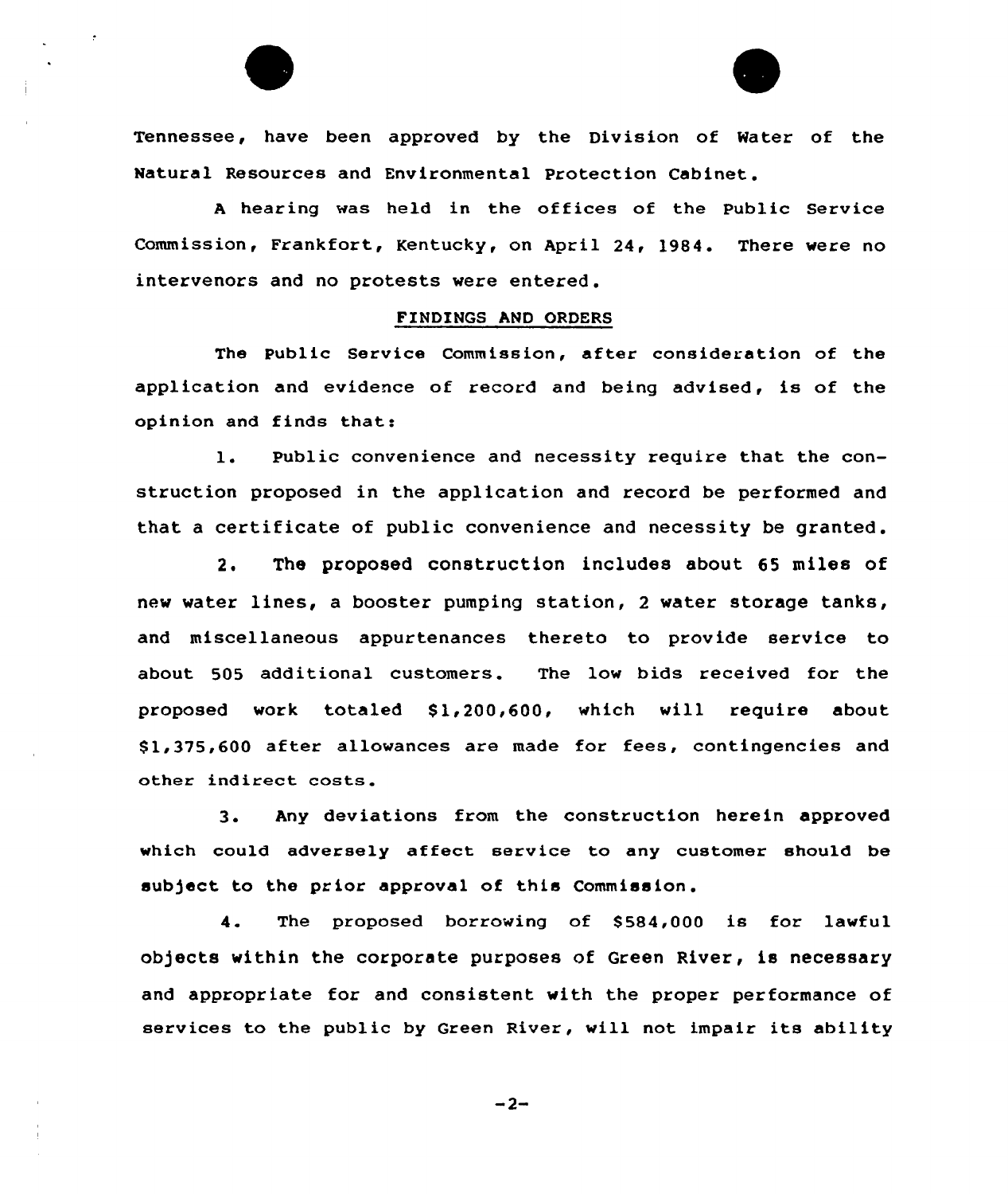Tennessee, have been approved by the Division of Water of the Natural Resources and Environmental Protection Cabinet.

A hearing was held in the offices of the Public Service Commission, Frankfort, Kentucky, on April 24, 1984. There were no intervenors and no protests were entered.

## FINDINGS AND ORDERS

The Public Service Commission, after consideration of the application and evidence of record and being advised, is of the opinion and finds that:

1. Public convenience and necessity require that the construction proposed in the application and record be performed and that a certificate of public convenience and necessity be granted.

2. The proposed construction includes about 65 miles of new water lines, a booster pumping station, 2 water storage tanks, and miscellaneous appurtenances thereto to provide service to about 505 additional customers. The low bids received for the proposed work totaled $1,200,600, which will require about $1,375,600 after allowances are made for fees, contingencies and other indirect costs.

3. Any deviations from the construction herein approved which could adversely affect service to any customer should be subject to the prior approval of this Commission.

4. The proposed borrowing of $584,000 is for lawful objects within the corporate purposes of Green River, is necessary and appropriate for and consistent with the proper performance of services to the public by Green River, will not impair its ability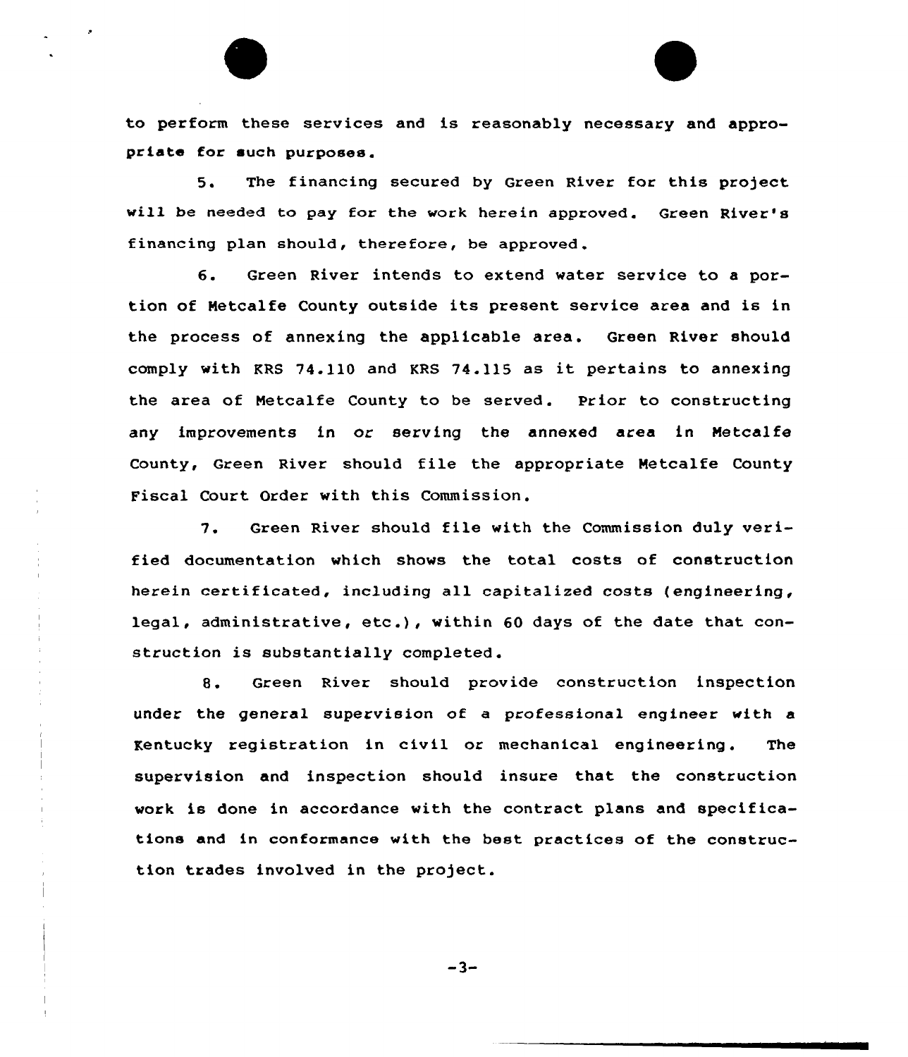to perform these services and is reasonably necessary and appropriate for such purposes.

5. The financing secured by Green River for this project will be needed to pay for the work herein approved. Green River's financing plan should, therefore, be approved.

6. Green River intends to extend water service to a portion of Metcalfe County outside its present service area and is in the process of annexing the applicable area. Green River should comply with KRS 74.110 and KRS 74.115 as it pertains to annexing the area of Metcalfe County to be served. Prior to constructing any improvements in or serving the annexed area in Metcalfe County, Green River should file the appropriate Metcalfe County Fiscal Court Order with this Commission.

7. Green River should file with the Commission duly verified documentation which shows the total costs of construction herein certificated, including all capitalized costs (engineering, legal, administrative, etc.), within 60 days of the date that construction is substantially completed.

8. Green River should provide construction inspection under the general supervision of a professional engineer with a Kentucky registration in civil or mechanical engineering. The supervision and inspection should insure that the construction work is done in accordance with the contract plans and specifications and in conformance with the best practices of the construction trades involved in the project.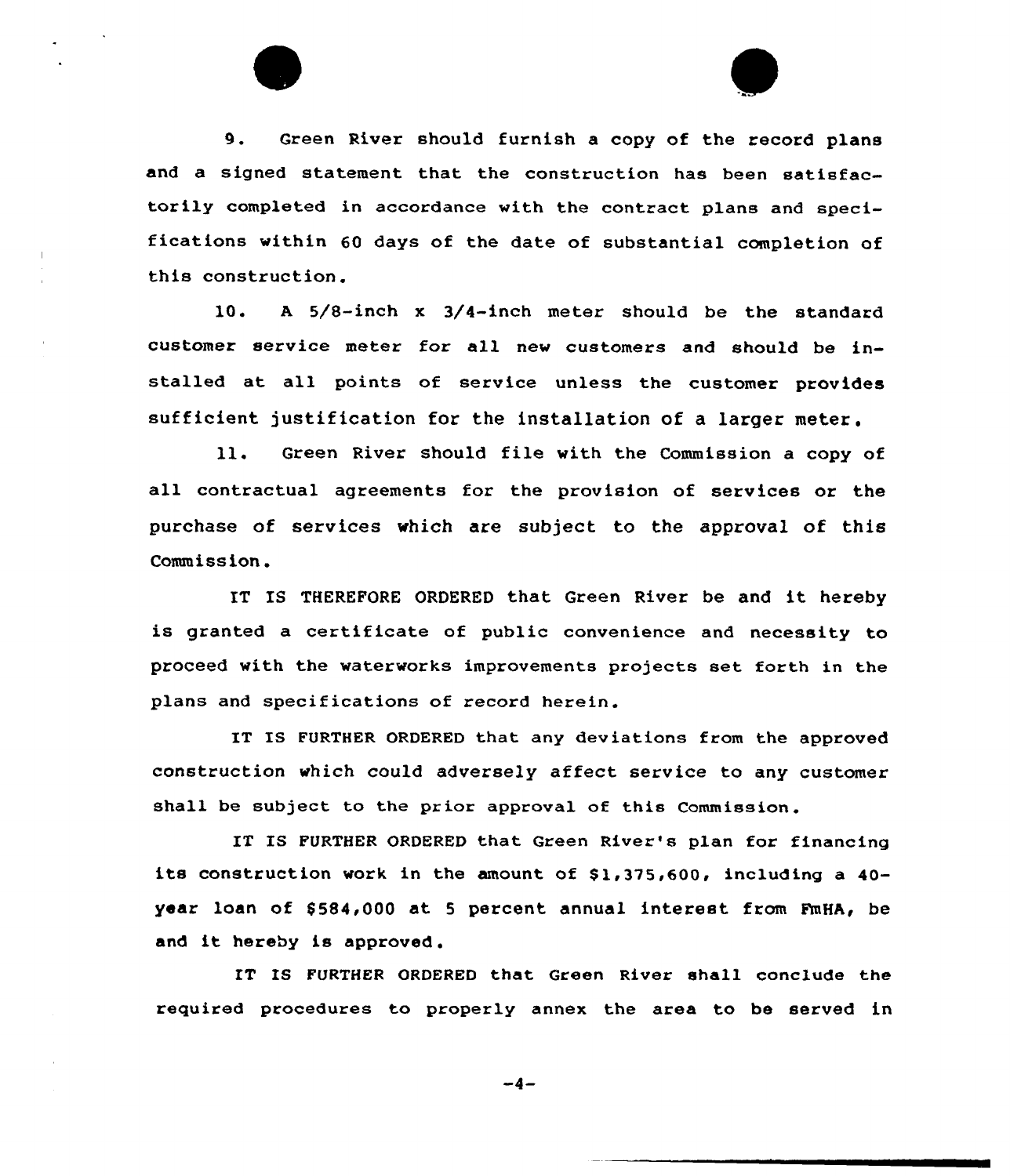9. Green River should furnish a copy of the record plans and a signed statement that the construction has been satisfactorily completed in accordance with the contract plans and specifications within 60 days of the date of substantial completion of this construction.

10. A 5/8-inch x 3/4-inch meter should be the standard customer service meter for all new customers and should be installed at all points of service unless the customer provides sufficient justification for the installation of a larger meter.

11. Green River should file with the Commission a copy of all contractual agreements for the provision of services or the purchase of services which are subject to the approval of this Commission.

IT IS THEREFORE ORDERED that Green River be and it hereby is granted a certificate of public convenience and necessity to proceed with the waterworks improvements projects set forth in the plans and specifications of record herein.

IT IS FURTHER ORDERED that any deviations from the approved construction which could adversely affect service to any customer shall be subject to the prior approval of this Commission.

IT IS FURTHER ORDERED that Green River's plan for financing its construction work in the amount of $1,375,600, including a 40-year loan of $584,000 at 5 percent annual interest from FmHA, be and it hereby is approved.

IT IS FURTHER ORDERED that Green River shall conclude the required procedures to properly annex the area to be served in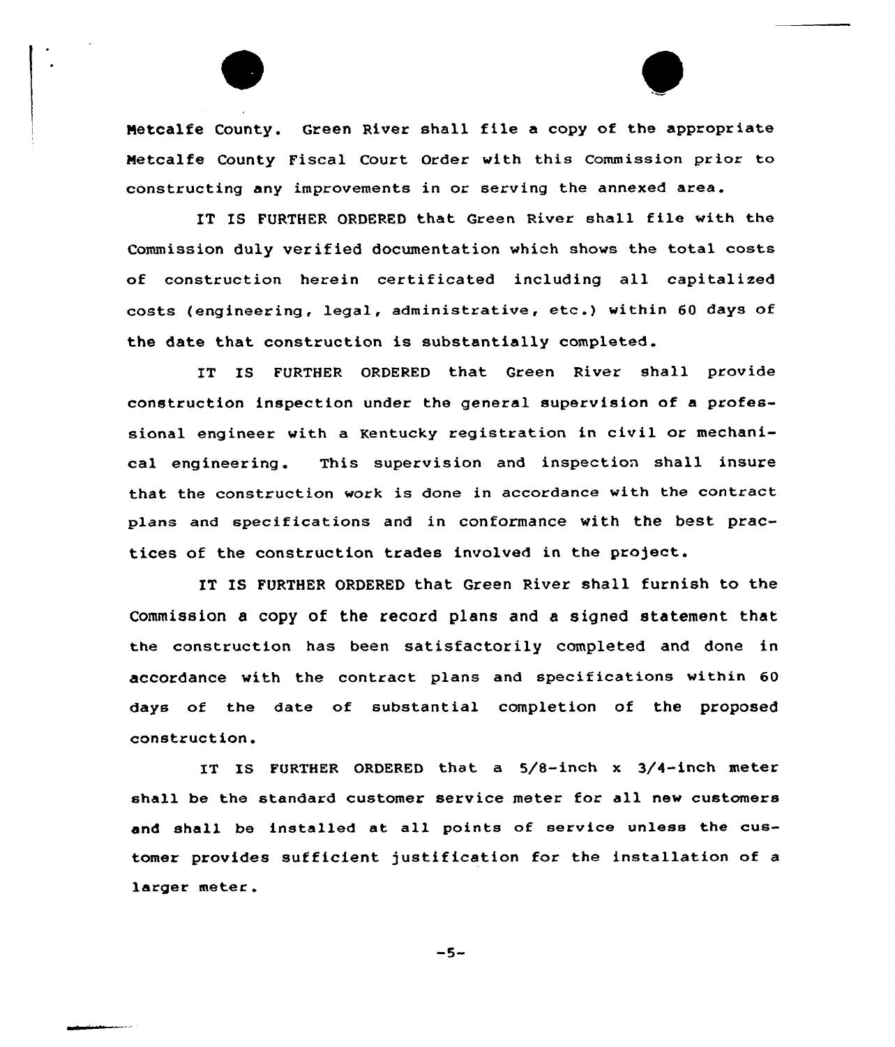Metcalfe County. Green River shall file a copy of the appropriate Metcalfe County Fiscal Court Order with this Commission prior to constructing any improvements in or serving the annexed area.

IT IS FURTHER ORDERED that Green River shall file with the Commission duly verified documentation which shows the total costs of construction herein certificated including all capitalized costs (engineering, legal, administrative, etc.) within 60 days of the date that construction is substantially completed.

IT IS FURTHER ORDERED that Green River shall provide construction inspection under the general supervision of a professional engineer with a Kentucky registration in civil or mechanical engineering. This supervision and inspection shall insure that the construction work is done in accordance with the contract plans and specifications and in conformance with the best practices of the construction trades involved in the project.

IT IS FURTHER ORDERED that Green River shall furnish to the Commission a copy of the record plans and a signed statement that the construction has been satisfactorily completed and done in accordance with the contract plans and specifications within 60 days of the date of substantial completion of the proposed construction.

IT IS FURTHER ORDERED that a 5/8-inch x 3/4-inch meter shall be the standard customer service meter for all new customers and shall be installed at all points of service unless the customer provides sufficient justification for the installation of a larger meter.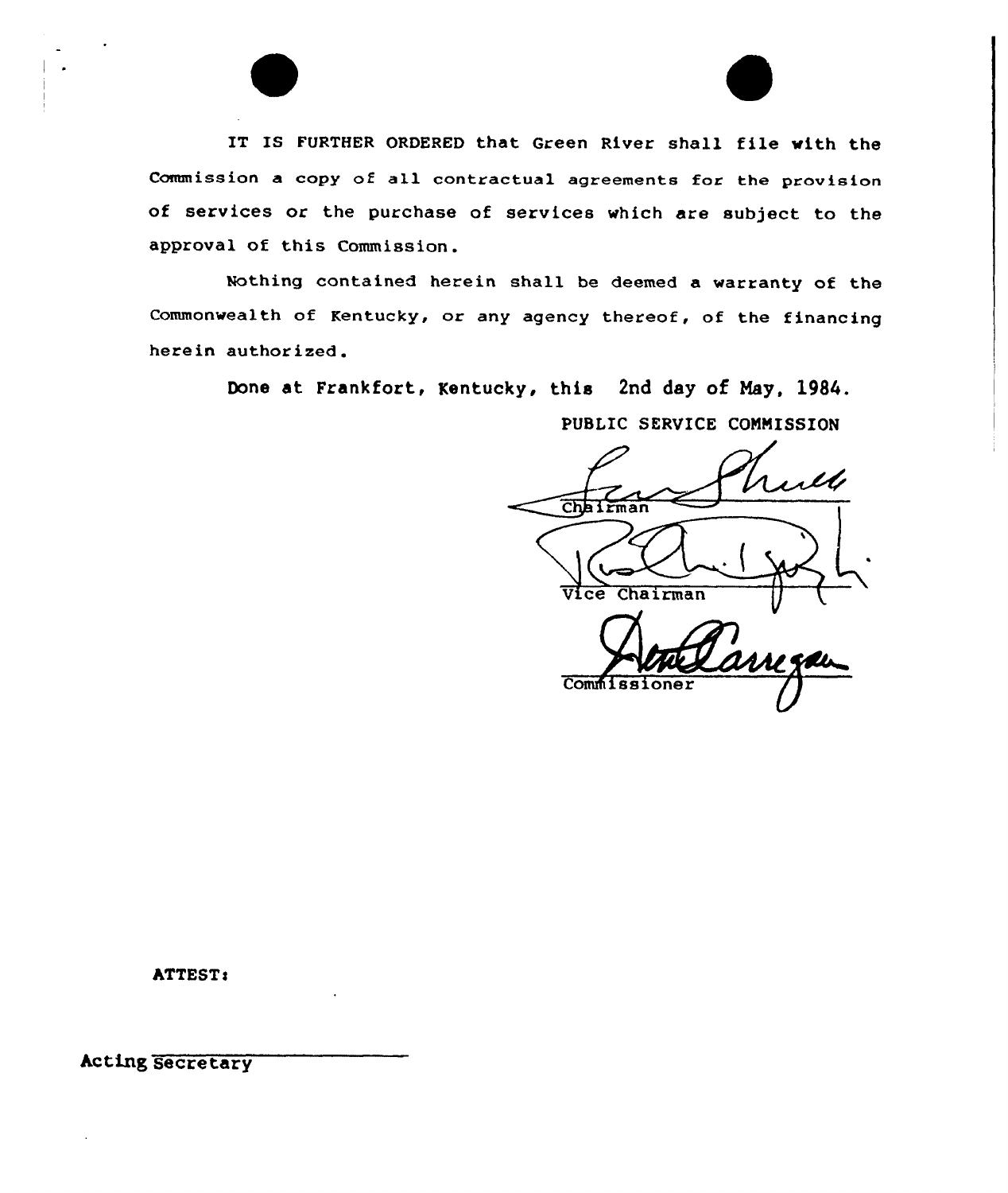IT IS FURTHER ORDERED that Green River shall file with the Commission a copy of all contractual agreements for the provision of services or the purchase of services which are subject to the approval of this Commission.

Nothing contained herein shall be deemed a warranty of the Commonwealth of Kentucky, or any agency thereof, of the financing herein authorized.

Done at Frankfort, Kentucky, this 2nd day of May, 1984.

PUBLIC SERVICE COMMISSION

Chairman

Vice Chairman

Commissioner

ATTEST:

Acting Secretary